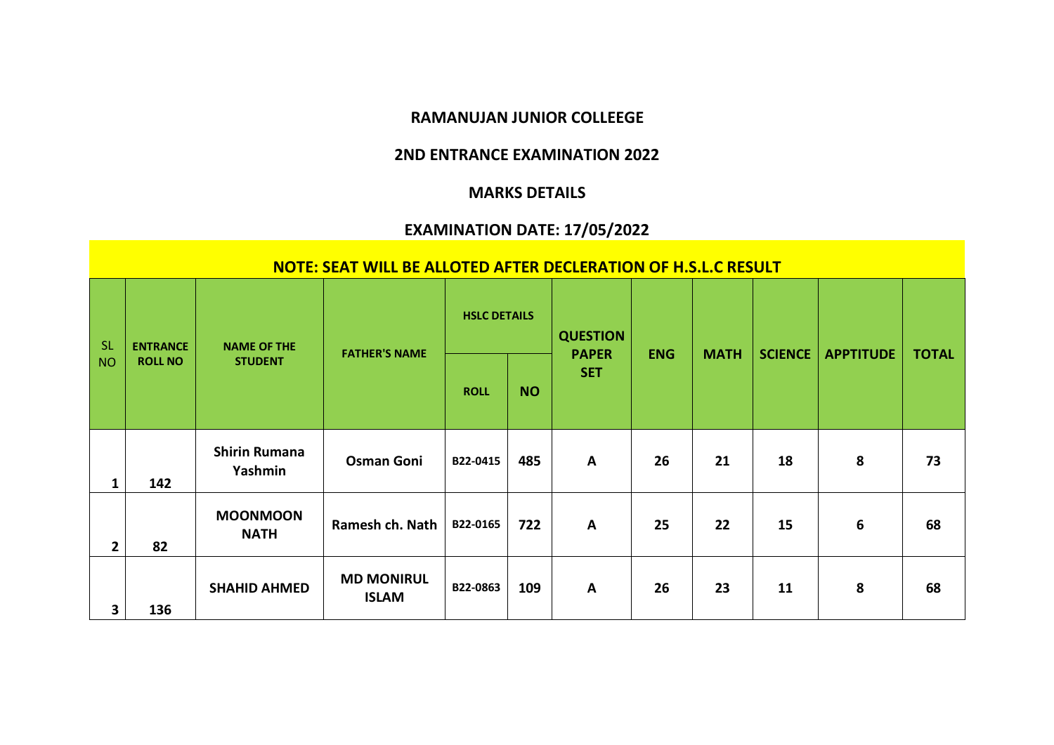# RAMANUJAN JUNIOR COLLEEGE

## 2ND ENTRANCE EXAMINATION 2022

## MARKS DETAILS

## EXAMINATION DATE: 17/05/2022

**NOTE: SEAT WILL BE ALLOTED AFTER DECLERATION OF H.S.L.C RESULT**

| SL NO | ENTRANCE ROLL NO | NAME OF THE STUDENT | FATHER'S NAME | HSLC DETAILS | | QUESTION PAPER SET | ENG | MATH | SCIENCE | APPTITUDE | TOTAL |
|---|---|---|---|---|---|---|---|---|---|---|---|
| | | | | ROLL | NO | | | | | | |
| 1 | 142 | Shirin Rumana Yashmin | Osman Goni | B22-0415 | 485 | A | 26 | 21 | 18 | 8 | 73 |
| 2 | 82 | MOONMOON NATH | Ramesh ch. Nath | B22-0165 | 722 | A | 25 | 22 | 15 | 6 | 68 |
| 3 | 136 | SHAHID AHMED | MD MONIRUL ISLAM | B22-0863 | 109 | A | 26 | 23 | 11 | 8 | 68 |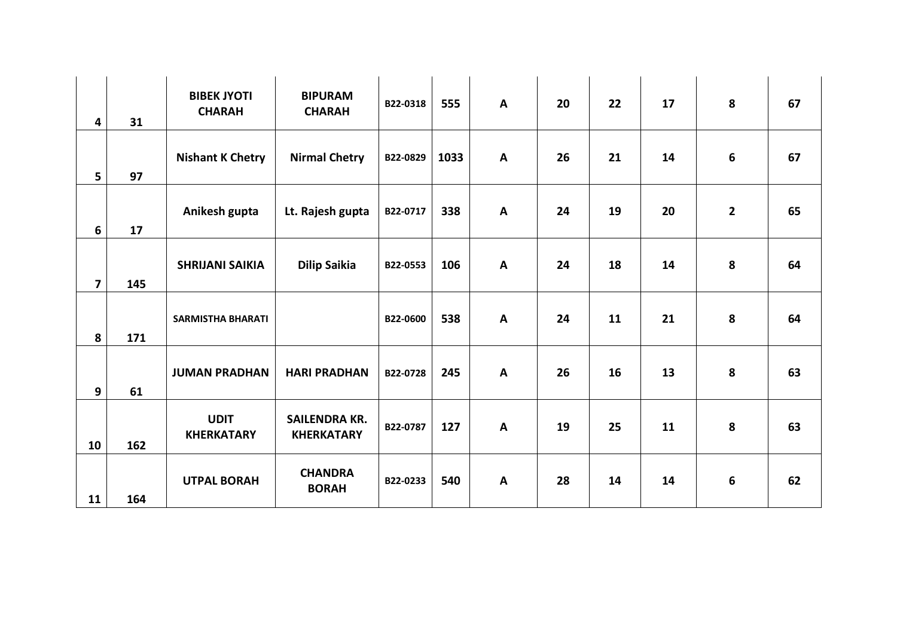|  |  |  |  |  |  |  |  |  |  |  |  |
|---|---|---|---|---|---|---|---|---|---|---|---|
| 4 | 31 | BIBEK JYOTI CHARAH | BIPURAM CHARAH | B22-0318 | 555 | A | 20 | 22 | 17 | 8 | 67 |
| 5 | 97 | Nishant K Chetry | Nirmal Chetry | B22-0829 | 1033 | A | 26 | 21 | 14 | 6 | 67 |
| 6 | 17 | Anikesh gupta | Lt. Rajesh gupta | B22-0717 | 338 | A | 24 | 19 | 20 | 2 | 65 |
| 7 | 145 | SHRIJANI SAIKIA | Dilip Saikia | B22-0553 | 106 | A | 24 | 18 | 14 | 8 | 64 |
| 8 | 171 | SARMISTHA BHARATI |  | B22-0600 | 538 | A | 24 | 11 | 21 | 8 | 64 |
| 9 | 61 | JUMAN PRADHAN | HARI PRADHAN | B22-0728 | 245 | A | 26 | 16 | 13 | 8 | 63 |
| 10 | 162 | UDIT KHERKATARY | SAILENDRA KR. KHERKATARY | B22-0787 | 127 | A | 19 | 25 | 11 | 8 | 63 |
| 11 | 164 | UTPAL BORAH | CHANDRA BORAH | B22-0233 | 540 | A | 28 | 14 | 14 | 6 | 62 |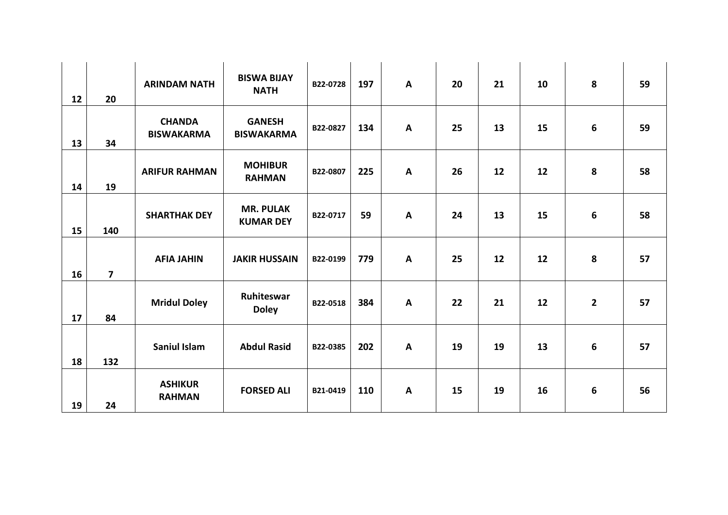| | | | | | | | | | | | |
|---|---|---|---|---|---|---|---|---|---|---|---|
| **12** | **20** | **ARINDAM NATH** | **BISWA BIJAY NATH** | **B22-0728** | **197** | **A** | **20** | **21** | **10** | **8** | **59** |
| **13** | **34** | **CHANDA BISWAKARMA** | **GANESH BISWAKARMA** | **B22-0827** | **134** | **A** | **25** | **13** | **15** | **6** | **59** |
| **14** | **19** | **ARIFUR RAHMAN** | **MOHIBUR RAHMAN** | **B22-0807** | **225** | **A** | **26** | **12** | **12** | **8** | **58** |
| **15** | **140** | **SHARTHAK DEY** | **MR. PULAK KUMAR DEY** | **B22-0717** | **59** | **A** | **24** | **13** | **15** | **6** | **58** |
| **16** | **7** | **AFIA JAHIN** | **JAKIR HUSSAIN** | **B22-0199** | **779** | **A** | **25** | **12** | **12** | **8** | **57** |
| **17** | **84** | **Mridul Doley** | **Ruhiteswar Doley** | **B22-0518** | **384** | **A** | **22** | **21** | **12** | **2** | **57** |
| **18** | **132** | **Saniul Islam** | **Abdul Rasid** | **B22-0385** | **202** | **A** | **19** | **19** | **13** | **6** | **57** |
| **19** | **24** | **ASHIKUR RAHMAN** | **FORSED ALI** | **B21-0419** | **110** | **A** | **15** | **19** | **16** | **6** | **56** |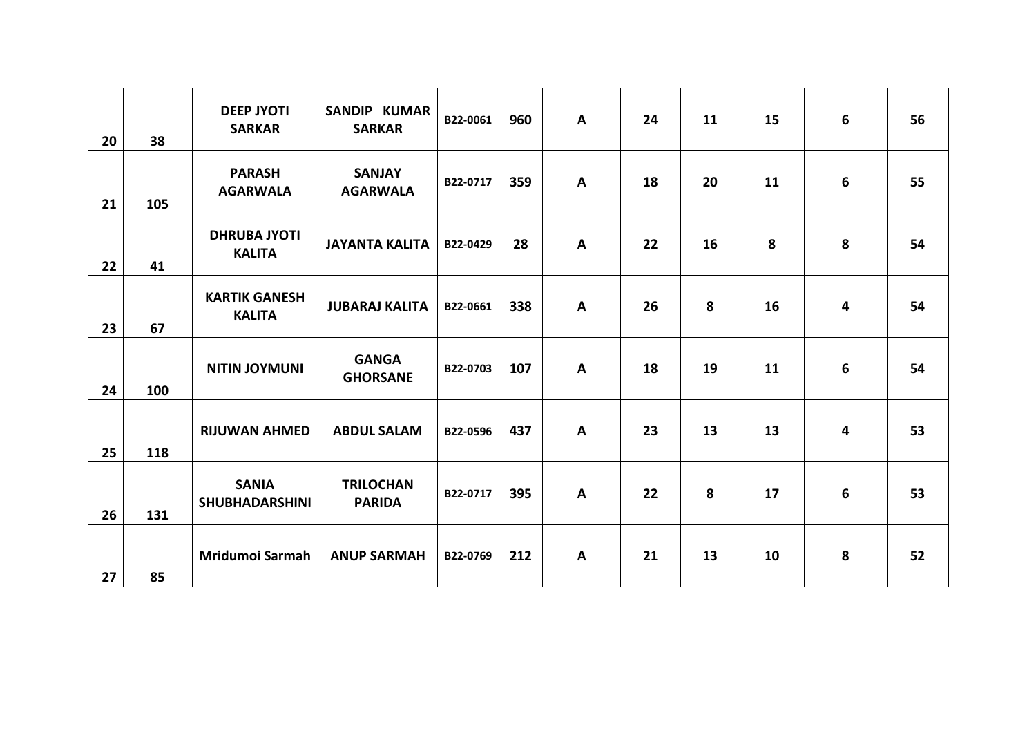| | | | | | | | | | | | |
|---|---|---|---|---|---|---|---|---|---|---|---|
| **20** | **38** | **DEEP JYOTI SARKAR** | **SANDIP KUMAR SARKAR** | **B22-0061** | **960** | **A** | **24** | **11** | **15** | **6** | **56** |
| **21** | **105** | **PARASH AGARWALA** | **SANJAY AGARWALA** | **B22-0717** | **359** | **A** | **18** | **20** | **11** | **6** | **55** |
| **22** | **41** | **DHRUBA JYOTI KALITA** | **JAYANTA KALITA** | **B22-0429** | **28** | **A** | **22** | **16** | **8** | **8** | **54** |
| **23** | **67** | **KARTIK GANESH KALITA** | **JUBARAJ KALITA** | **B22-0661** | **338** | **A** | **26** | **8** | **16** | **4** | **54** |
| **24** | **100** | **NITIN JOYMUNI** | **GANGA GHORSANE** | **B22-0703** | **107** | **A** | **18** | **19** | **11** | **6** | **54** |
| **25** | **118** | **RIJUWAN AHMED** | **ABDUL SALAM** | **B22-0596** | **437** | **A** | **23** | **13** | **13** | **4** | **53** |
| **26** | **131** | **SANIA SHUBHADARSHINI** | **TRILOCHAN PARIDA** | **B22-0717** | **395** | **A** | **22** | **8** | **17** | **6** | **53** |
| **27** | **85** | **Mridumoi Sarmah** | **ANUP SARMAH** | **B22-0769** | **212** | **A** | **21** | **13** | **10** | **8** | **52** |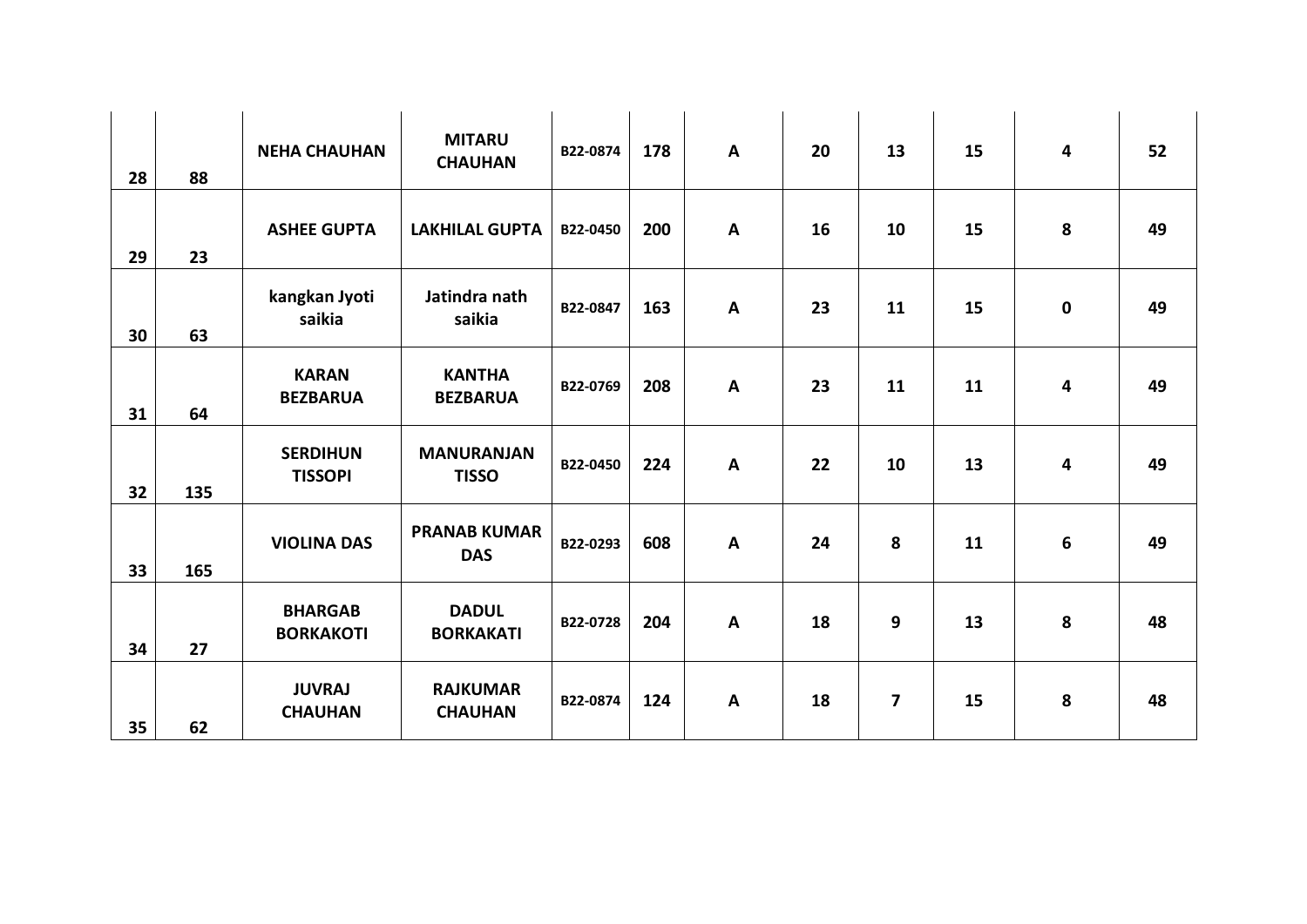| | | | | | | | | | | | |
|---|---|---|---|---|---|---|---|---|---|---|---|
| 28 | 88 | **NEHA CHAUHAN** | **MITARU CHAUHAN** | B22-0874 | 178 | A | 20 | 13 | 15 | 4 | 52 |
| 29 | 23 | **ASHEE GUPTA** | **LAKHILAL GUPTA** | B22-0450 | 200 | A | 16 | 10 | 15 | 8 | 49 |
| 30 | 63 | **kangkan Jyoti saikia** | **Jatindra nath saikia** | B22-0847 | 163 | A | 23 | 11 | 15 | 0 | 49 |
| 31 | 64 | **KARAN BEZBARUA** | **KANTHA BEZBARUA** | B22-0769 | 208 | A | 23 | 11 | 11 | 4 | 49 |
| 32 | 135 | **SERDIHUN TISSOPI** | **MANURANJAN TISSO** | B22-0450 | 224 | A | 22 | 10 | 13 | 4 | 49 |
| 33 | 165 | **VIOLINA DAS** | **PRANAB KUMAR DAS** | B22-0293 | 608 | A | 24 | 8 | 11 | 6 | 49 |
| 34 | 27 | **BHARGAB BORKAKOTI** | **DADUL BORKAKATI** | B22-0728 | 204 | A | 18 | 9 | 13 | 8 | 48 |
| 35 | 62 | **JUVRAJ CHAUHAN** | **RAJKUMAR CHAUHAN** | B22-0874 | 124 | A | 18 | 7 | 15 | 8 | 48 |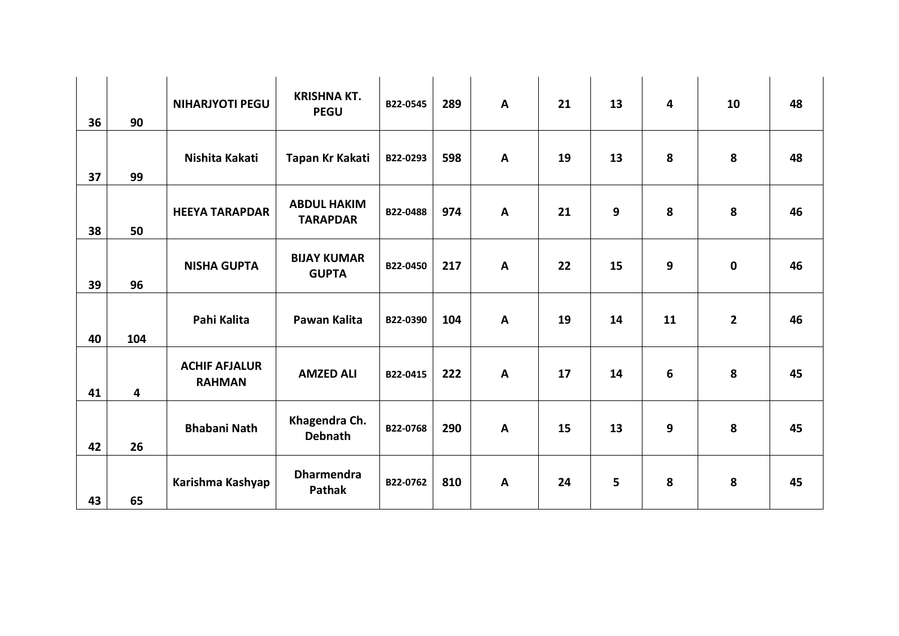| | | | | | | | | | | | |
|---|---|---|---|---|---|---|---|---|---|---|---|
| 36 | 90 | NIHARJYOTI PEGU | KRISHNA KT. PEGU | B22-0545 | 289 | A | 21 | 13 | 4 | 10 | 48 |
| 37 | 99 | Nishita Kakati | Tapan Kr Kakati | B22-0293 | 598 | A | 19 | 13 | 8 | 8 | 48 |
| 38 | 50 | HEEYA TARAPDAR | ABDUL HAKIM TARAPDAR | B22-0488 | 974 | A | 21 | 9 | 8 | 8 | 46 |
| 39 | 96 | NISHA GUPTA | BIJAY KUMAR GUPTA | B22-0450 | 217 | A | 22 | 15 | 9 | 0 | 46 |
| 40 | 104 | Pahi Kalita | Pawan Kalita | B22-0390 | 104 | A | 19 | 14 | 11 | 2 | 46 |
| 41 | 4 | ACHIF AFJALUR RAHMAN | AMZED ALI | B22-0415 | 222 | A | 17 | 14 | 6 | 8 | 45 |
| 42 | 26 | Bhabani Nath | Khagendra Ch. Debnath | B22-0768 | 290 | A | 15 | 13 | 9 | 8 | 45 |
| 43 | 65 | Karishma Kashyap | Dharmendra Pathak | B22-0762 | 810 | A | 24 | 5 | 8 | 8 | 45 |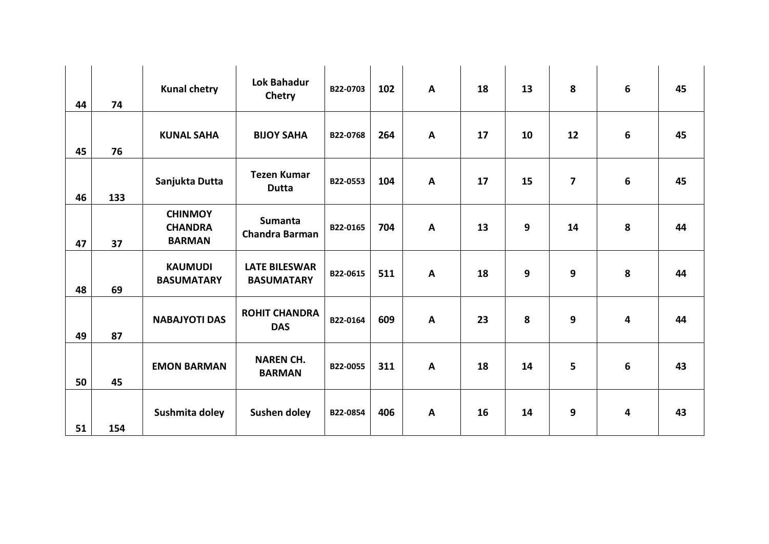|  |  |  |  |  |  |  |  |  |  |  |  |
|---|---|---|---|---|---|---|---|---|---|---|---|
| **44** | **74** | **Kunal chetry** | **Lok Bahadur Chetry** | **B22-0703** | **102** | **A** | **18** | **13** | **8** | **6** | **45** |
| **45** | **76** | **KUNAL SAHA** | **BIJOY SAHA** | **B22-0768** | **264** | **A** | **17** | **10** | **12** | **6** | **45** |
| **46** | **133** | **Sanjukta Dutta** | **Tezen Kumar Dutta** | **B22-0553** | **104** | **A** | **17** | **15** | **7** | **6** | **45** |
| **47** | **37** | **CHINMOY CHANDRA BARMAN** | **Sumanta Chandra Barman** | **B22-0165** | **704** | **A** | **13** | **9** | **14** | **8** | **44** |
| **48** | **69** | **KAUMUDI BASUMATARY** | **LATE BILESWAR BASUMATARY** | **B22-0615** | **511** | **A** | **18** | **9** | **9** | **8** | **44** |
| **49** | **87** | **NABAJYOTI DAS** | **ROHIT CHANDRA DAS** | **B22-0164** | **609** | **A** | **23** | **8** | **9** | **4** | **44** |
| **50** | **45** | **EMON BARMAN** | **NAREN CH. BARMAN** | **B22-0055** | **311** | **A** | **18** | **14** | **5** | **6** | **43** |
| **51** | **154** | **Sushmita doley** | **Sushen doley** | **B22-0854** | **406** | **A** | **16** | **14** | **9** | **4** | **43** |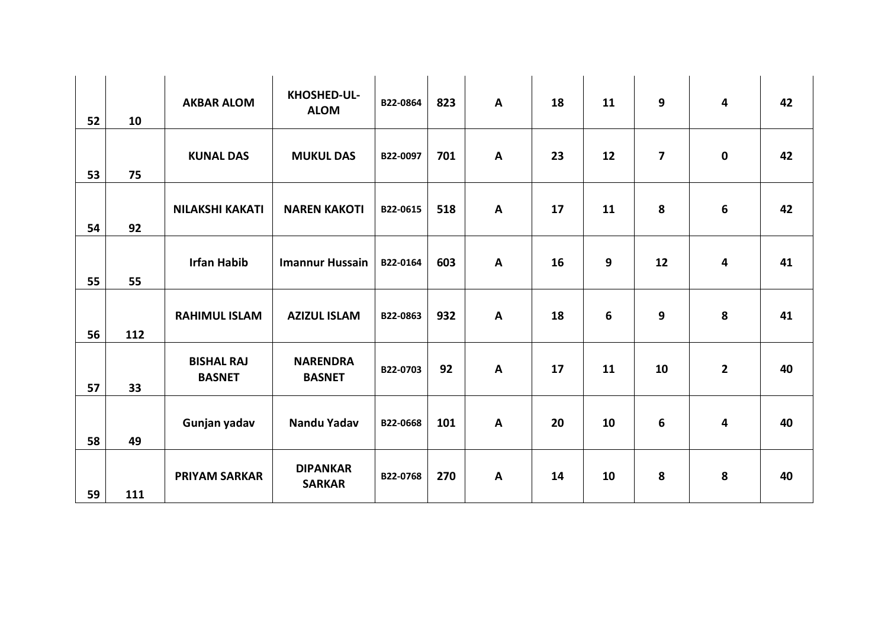| | | | | | | | | | | | |
|---|---|---|---|---|---|---|---|---|---|---|---|
| 52 | 10 | AKBAR ALOM | KHOSHED-UL-ALOM | B22-0864 | 823 | A | 18 | 11 | 9 | 4 | 42 |
| 53 | 75 | KUNAL DAS | MUKUL DAS | B22-0097 | 701 | A | 23 | 12 | 7 | 0 | 42 |
| 54 | 92 | NILAKSHI KAKATI | NAREN KAKOTI | B22-0615 | 518 | A | 17 | 11 | 8 | 6 | 42 |
| 55 | 55 | Irfan Habib | Imannur Hussain | B22-0164 | 603 | A | 16 | 9 | 12 | 4 | 41 |
| 56 | 112 | RAHIMUL ISLAM | AZIZUL ISLAM | B22-0863 | 932 | A | 18 | 6 | 9 | 8 | 41 |
| 57 | 33 | BISHAL RAJ BASNET | NARENDRA BASNET | B22-0703 | 92 | A | 17 | 11 | 10 | 2 | 40 |
| 58 | 49 | Gunjan yadav | Nandu Yadav | B22-0668 | 101 | A | 20 | 10 | 6 | 4 | 40 |
| 59 | 111 | PRIYAM SARKAR | DIPANKAR SARKAR | B22-0768 | 270 | A | 14 | 10 | 8 | 8 | 40 |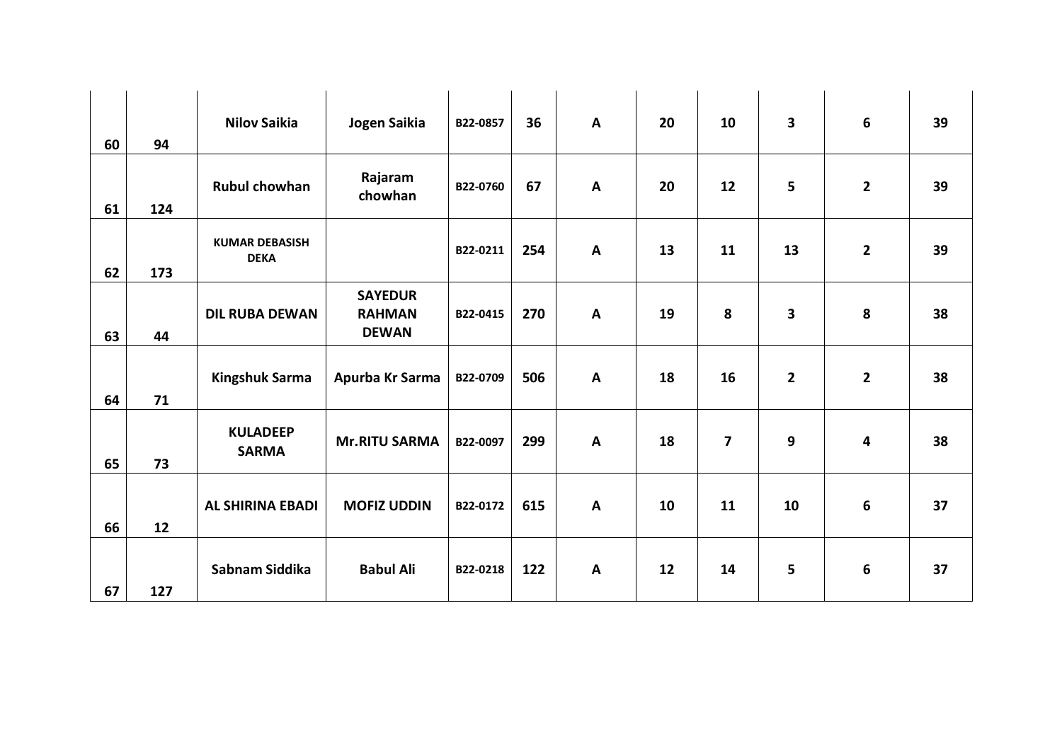| | | | | | | | | | | | |
|---|---|---|---|---|---|---|---|---|---|---|---|
| 60 | 94 | **Nilov Saikia** | **Jogen Saikia** | B22-0857 | 36 | A | 20 | 10 | 3 | 6 | 39 |
| 61 | 124 | **Rubul chowhan** | **Rajaram chowhan** | B22-0760 | 67 | A | 20 | 12 | 5 | 2 | 39 |
| 62 | 173 | **KUMAR DEBASISH DEKA** | | B22-0211 | 254 | A | 13 | 11 | 13 | 2 | 39 |
| 63 | 44 | **DIL RUBA DEWAN** | **SAYEDUR RAHMAN DEWAN** | B22-0415 | 270 | A | 19 | 8 | 3 | 8 | 38 |
| 64 | 71 | **Kingshuk Sarma** | **Apurba Kr Sarma** | B22-0709 | 506 | A | 18 | 16 | 2 | 2 | 38 |
| 65 | 73 | **KULADEEP SARMA** | **Mr.RITU SARMA** | B22-0097 | 299 | A | 18 | 7 | 9 | 4 | 38 |
| 66 | 12 | **AL SHIRINA EBADI** | **MOFIZ UDDIN** | B22-0172 | 615 | A | 10 | 11 | 10 | 6 | 37 |
| 67 | 127 | **Sabnam Siddika** | **Babul Ali** | B22-0218 | 122 | A | 12 | 14 | 5 | 6 | 37 |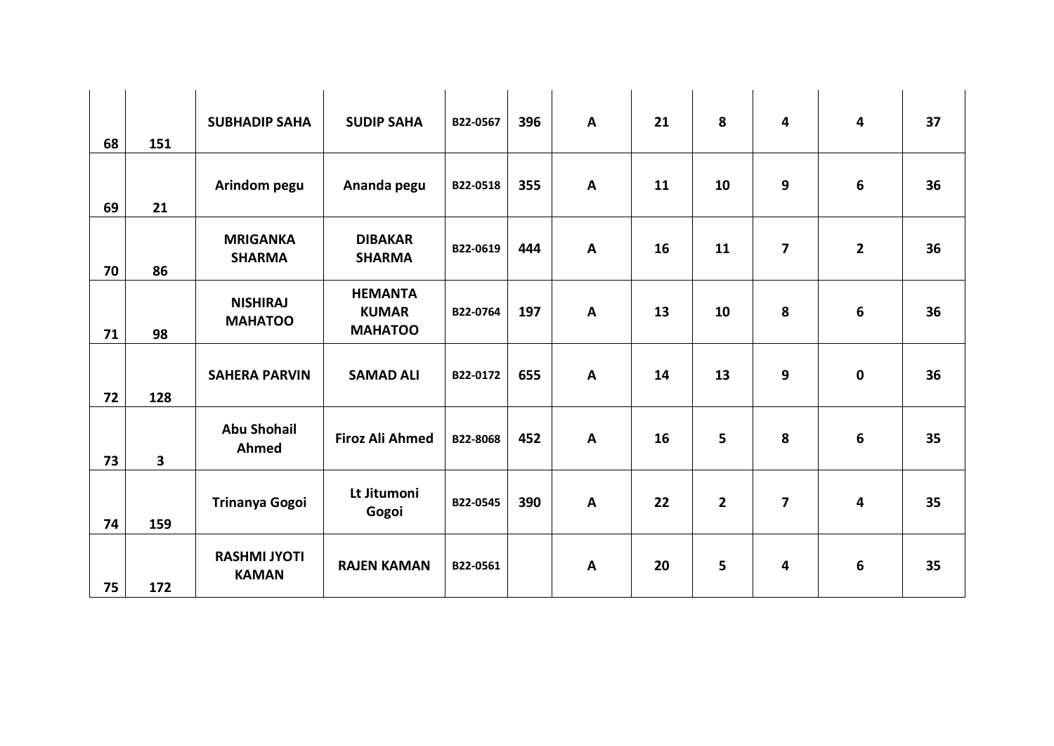| | | | | | | | | | | | |
|---|---|---|---|---|---|---|---|---|---|---|---|
| 68 | 151 | SUBHADIP SAHA | SUDIP SAHA | B22-0567 | 396 | A | 21 | 8 | 4 | 4 | 37 |
| 69 | 21 | Arindom pegu | Ananda pegu | B22-0518 | 355 | A | 11 | 10 | 9 | 6 | 36 |
| 70 | 86 | MRIGANKA SHARMA | DIBAKAR SHARMA | B22-0619 | 444 | A | 16 | 11 | 7 | 2 | 36 |
| 71 | 98 | NISHIRAJ MAHATOO | HEMANTA KUMAR MAHATOO | B22-0764 | 197 | A | 13 | 10 | 8 | 6 | 36 |
| 72 | 128 | SAHERA PARVIN | SAMAD ALI | B22-0172 | 655 | A | 14 | 13 | 9 | 0 | 36 |
| 73 | 3 | Abu Shohail Ahmed | Firoz Ali Ahmed | B22-8068 | 452 | A | 16 | 5 | 8 | 6 | 35 |
| 74 | 159 | Trinanya Gogoi | Lt Jitumoni Gogoi | B22-0545 | 390 | A | 22 | 2 | 7 | 4 | 35 |
| 75 | 172 | RASHMI JYOTI KAMAN | RAJEN KAMAN | B22-0561 | | A | 20 | 5 | 4 | 6 | 35 |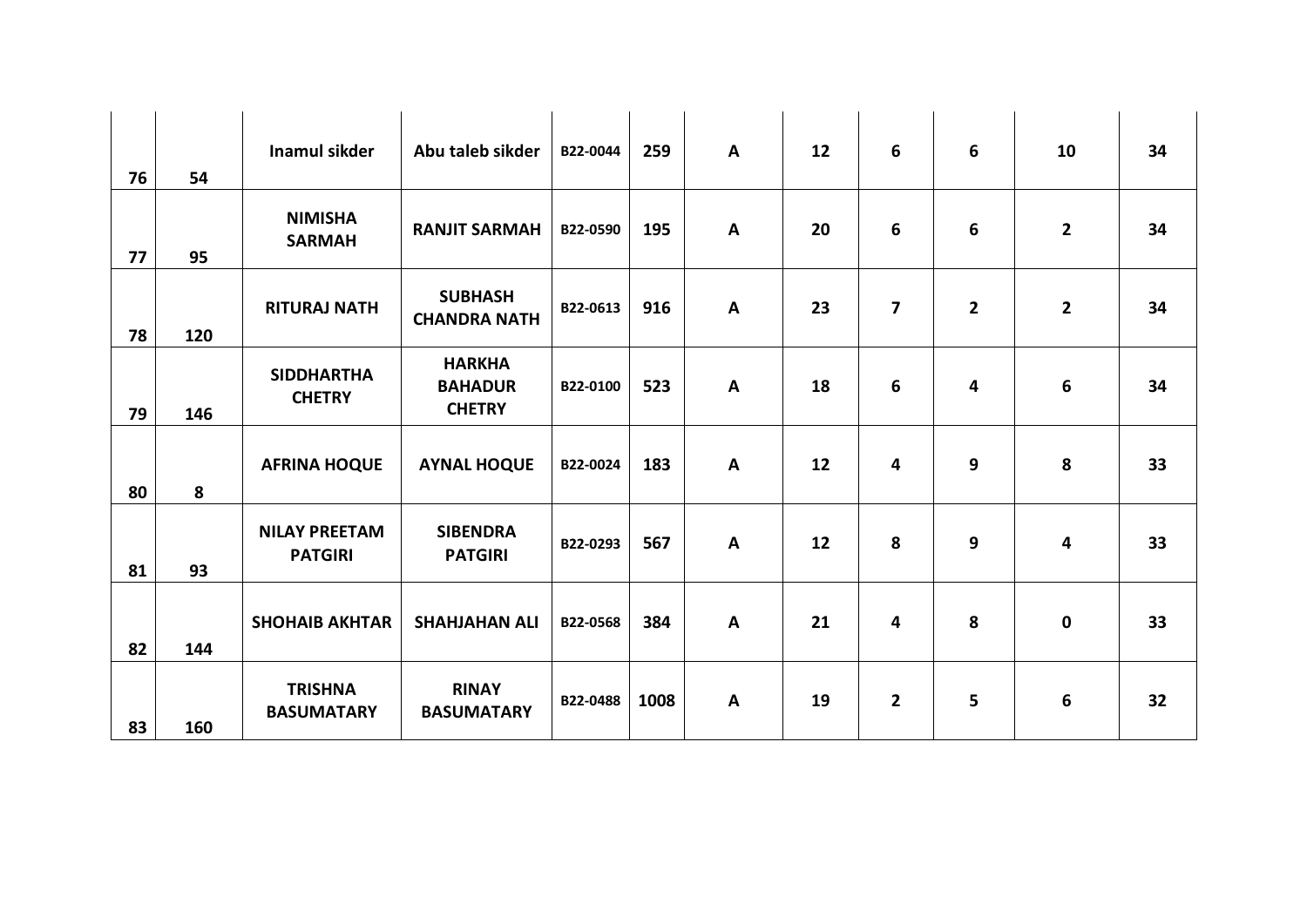| | | | | | | | | | | | |
|---|---|---|---|---|---|---|---|---|---|---|---|
| 76 | 54 | Inamul sikder | Abu taleb sikder | B22-0044 | 259 | A | 12 | 6 | 6 | 10 | 34 |
| 77 | 95 | NIMISHA SARMAH | RANJIT SARMAH | B22-0590 | 195 | A | 20 | 6 | 6 | 2 | 34 |
| 78 | 120 | RITURAJ NATH | SUBHASH CHANDRA NATH | B22-0613 | 916 | A | 23 | 7 | 2 | 2 | 34 |
| 79 | 146 | SIDDHARTHA CHETRY | HARKHA BAHADUR CHETRY | B22-0100 | 523 | A | 18 | 6 | 4 | 6 | 34 |
| 80 | 8 | AFRINA HOQUE | AYNAL HOQUE | B22-0024 | 183 | A | 12 | 4 | 9 | 8 | 33 |
| 81 | 93 | NILAY PREETAM PATGIRI | SIBENDRA PATGIRI | B22-0293 | 567 | A | 12 | 8 | 9 | 4 | 33 |
| 82 | 144 | SHOHAIB AKHTAR | SHAHJAHAN ALI | B22-0568 | 384 | A | 21 | 4 | 8 | 0 | 33 |
| 83 | 160 | TRISHNA BASUMATARY | RINAY BASUMATARY | B22-0488 | 1008 | A | 19 | 2 | 5 | 6 | 32 |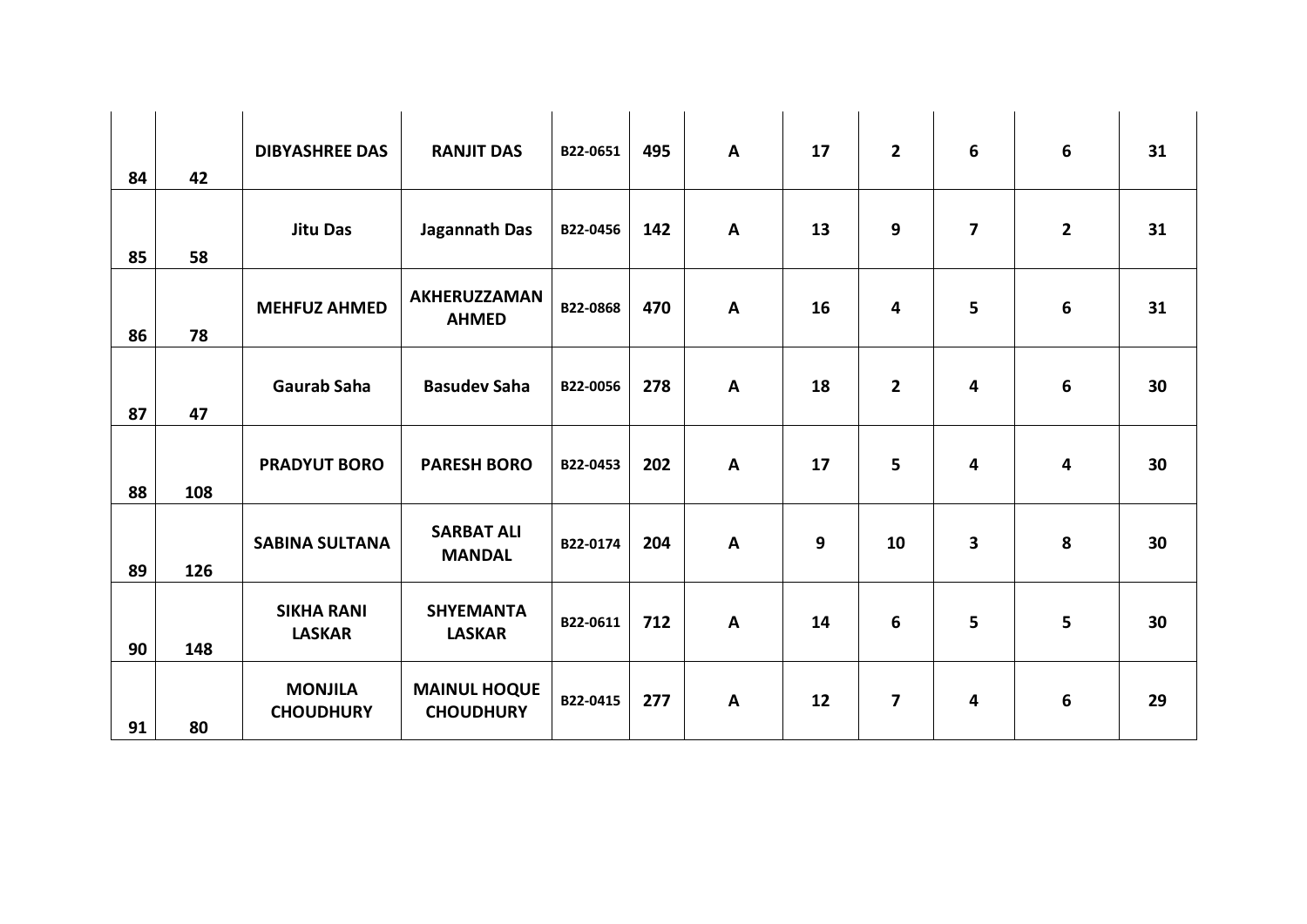| | | | | | | | | | | | |
|---|---|---|---|---|---|---|---|---|---|---|---|
| 84 | 42 | **DIBYASHREE DAS** | **RANJIT DAS** | B22-0651 | 495 | A | 17 | 2 | 6 | 6 | 31 |
| 85 | 58 | **Jitu Das** | **Jagannath Das** | B22-0456 | 142 | A | 13 | 9 | 7 | 2 | 31 |
| 86 | 78 | **MEHFUZ AHMED** | **AKHERUZZAMAN AHMED** | B22-0868 | 470 | A | 16 | 4 | 5 | 6 | 31 |
| 87 | 47 | **Gaurab Saha** | **Basudev Saha** | B22-0056 | 278 | A | 18 | 2 | 4 | 6 | 30 |
| 88 | 108 | **PRADYUT BORO** | **PARESH BORO** | B22-0453 | 202 | A | 17 | 5 | 4 | 4 | 30 |
| 89 | 126 | **SABINA SULTANA** | **SARBAT ALI MANDAL** | B22-0174 | 204 | A | 9 | 10 | 3 | 8 | 30 |
| 90 | 148 | **SIKHA RANI LASKAR** | **SHYEMANTA LASKAR** | B22-0611 | 712 | A | 14 | 6 | 5 | 5 | 30 |
| 91 | 80 | **MONJILA CHOUDHURY** | **MAINUL HOQUE CHOUDHURY** | B22-0415 | 277 | A | 12 | 7 | 4 | 6 | 29 |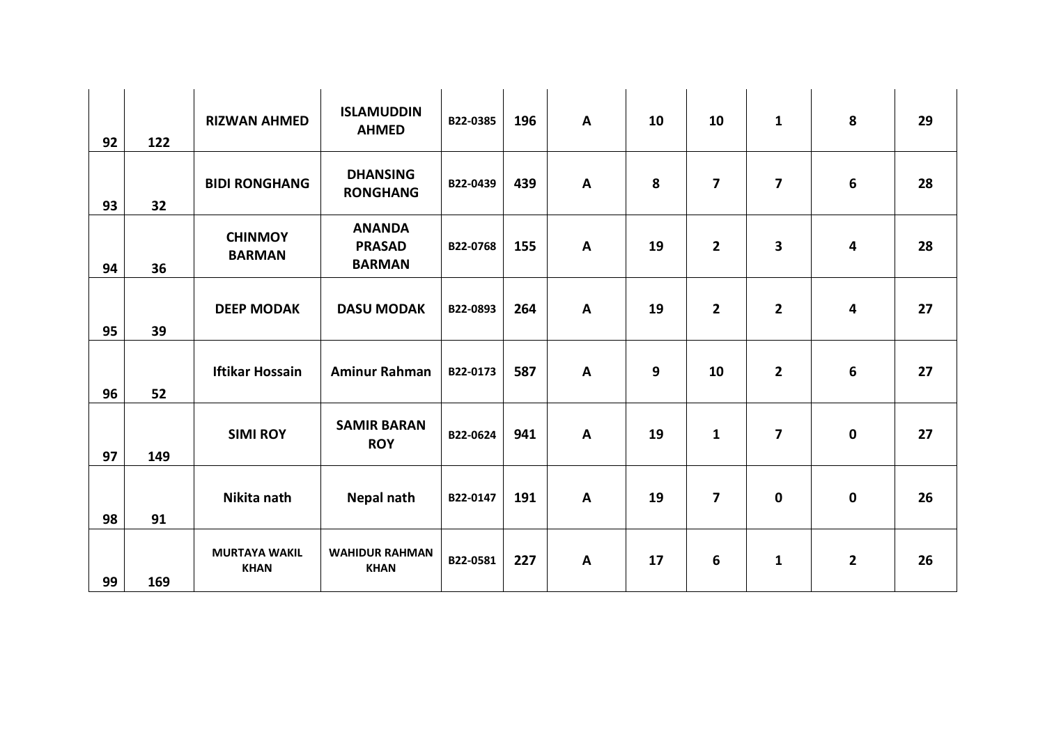| | | | | | | | | | | | |
|---|---|---|---|---|---|---|---|---|---|---|---|
| 92 | 122 | **RIZWAN AHMED** | **ISLAMUDDIN AHMED** | B22-0385 | 196 | A | 10 | 10 | 1 | 8 | 29 |
| 93 | 32 | **BIDI RONGHANG** | **DHANSING RONGHANG** | B22-0439 | 439 | A | 8 | 7 | 7 | 6 | 28 |
| 94 | 36 | **CHINMOY BARMAN** | **ANANDA PRASAD BARMAN** | B22-0768 | 155 | A | 19 | 2 | 3 | 4 | 28 |
| 95 | 39 | **DEEP MODAK** | **DASU MODAK** | B22-0893 | 264 | A | 19 | 2 | 2 | 4 | 27 |
| 96 | 52 | **Iftikar Hossain** | **Aminur Rahman** | B22-0173 | 587 | A | 9 | 10 | 2 | 6 | 27 |
| 97 | 149 | **SIMI ROY** | **SAMIR BARAN ROY** | B22-0624 | 941 | A | 19 | 1 | 7 | 0 | 27 |
| 98 | 91 | **Nikita nath** | **Nepal nath** | B22-0147 | 191 | A | 19 | 7 | 0 | 0 | 26 |
| 99 | 169 | **MURTAYA WAKIL KHAN** | **WAHIDUR RAHMAN KHAN** | B22-0581 | 227 | A | 17 | 6 | 1 | 2 | 26 |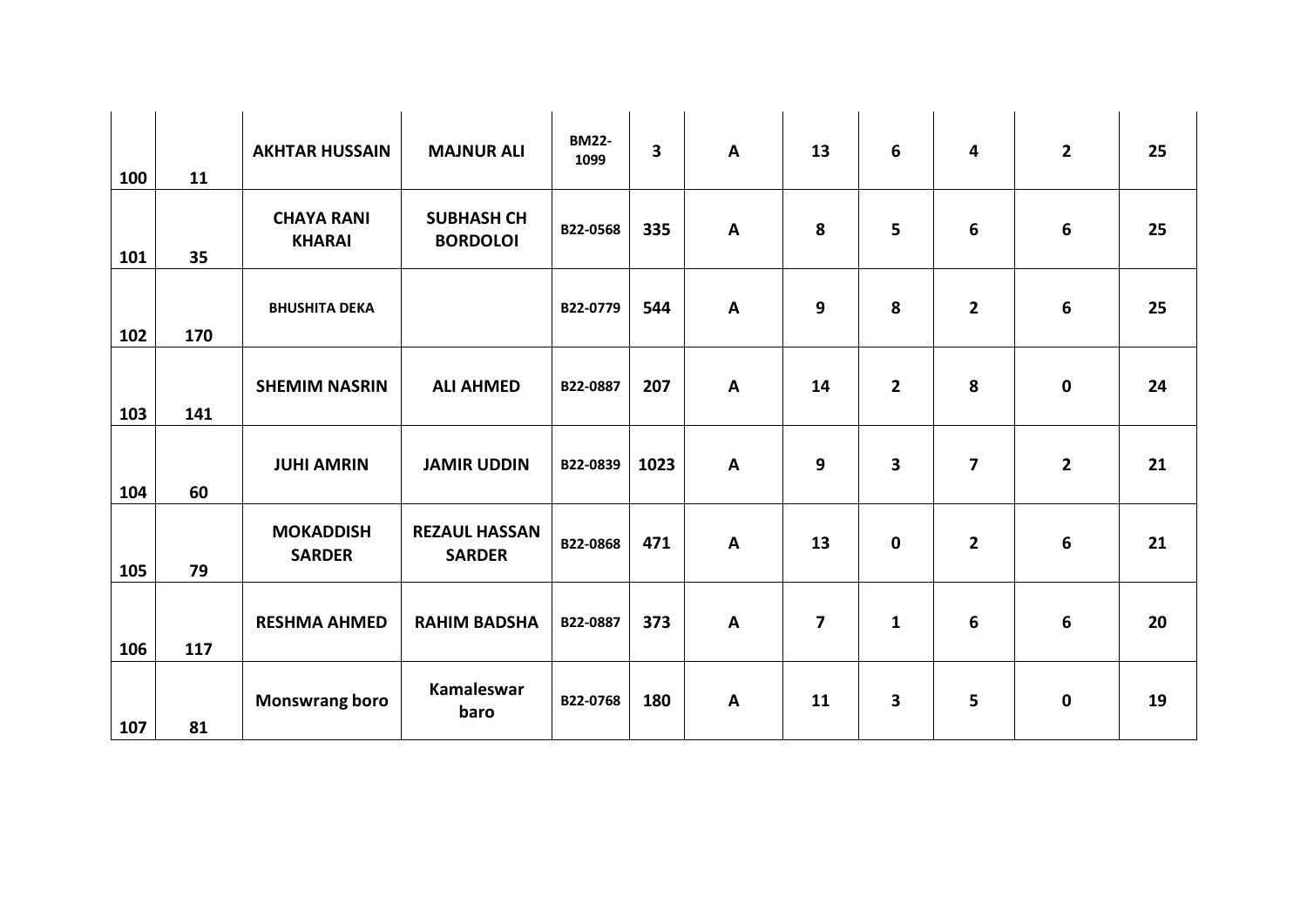| | | | | | | | | | | | |
|---|---|---|---|---|---|---|---|---|---|---|---|
| **100** | **11** | **AKHTAR HUSSAIN** | **MAJNUR ALI** | **BM22-1099** | **3** | **A** | **13** | **6** | **4** | **2** | **25** |
| **101** | **35** | **CHAYA RANI KHARAI** | **SUBHASH CH BORDOLOI** | **B22-0568** | **335** | **A** | **8** | **5** | **6** | **6** | **25** |
| **102** | **170** | **BHUSHITA DEKA** | | **B22-0779** | **544** | **A** | **9** | **8** | **2** | **6** | **25** |
| **103** | **141** | **SHEMIM NASRIN** | **ALI AHMED** | **B22-0887** | **207** | **A** | **14** | **2** | **8** | **0** | **24** |
| **104** | **60** | **JUHI AMRIN** | **JAMIR UDDIN** | **B22-0839** | **1023** | **A** | **9** | **3** | **7** | **2** | **21** |
| **105** | **79** | **MOKADDISH SARDER** | **REZAUL HASSAN SARDER** | **B22-0868** | **471** | **A** | **13** | **0** | **2** | **6** | **21** |
| **106** | **117** | **RESHMA AHMED** | **RAHIM BADSHA** | **B22-0887** | **373** | **A** | **7** | **1** | **6** | **6** | **20** |
| **107** | **81** | **Monswrang boro** | **Kamaleswar baro** | **B22-0768** | **180** | **A** | **11** | **3** | **5** | **0** | **19** |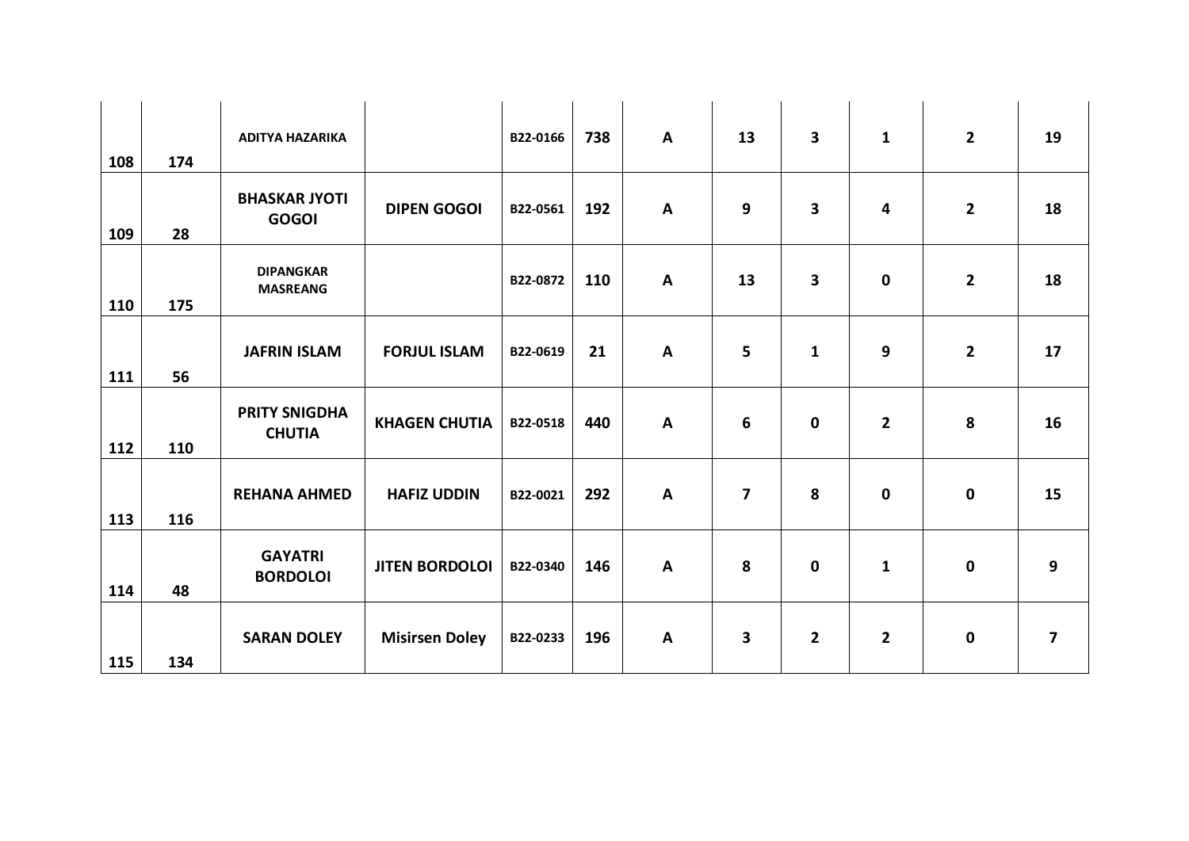| | | | | | | | | | | | |
|---|---|---|---|---|---|---|---|---|---|---|---|
| 108 | 174 | ADITYA HAZARIKA | | B22-0166 | 738 | A | 13 | 3 | 1 | 2 | 19 |
| 109 | 28 | BHASKAR JYOTI GOGOI | DIPEN GOGOI | B22-0561 | 192 | A | 9 | 3 | 4 | 2 | 18 |
| 110 | 175 | DIPANGKAR MASREANG | | B22-0872 | 110 | A | 13 | 3 | 0 | 2 | 18 |
| 111 | 56 | JAFRIN ISLAM | FORJUL ISLAM | B22-0619 | 21 | A | 5 | 1 | 9 | 2 | 17 |
| 112 | 110 | PRITY SNIGDHA CHUTIA | KHAGEN CHUTIA | B22-0518 | 440 | A | 6 | 0 | 2 | 8 | 16 |
| 113 | 116 | REHANA AHMED | HAFIZ UDDIN | B22-0021 | 292 | A | 7 | 8 | 0 | 0 | 15 |
| 114 | 48 | GAYATRI BORDOLOI | JITEN BORDOLOI | B22-0340 | 146 | A | 8 | 0 | 1 | 0 | 9 |
| 115 | 134 | SARAN DOLEY | Misirsen Doley | B22-0233 | 196 | A | 3 | 2 | 2 | 0 | 7 |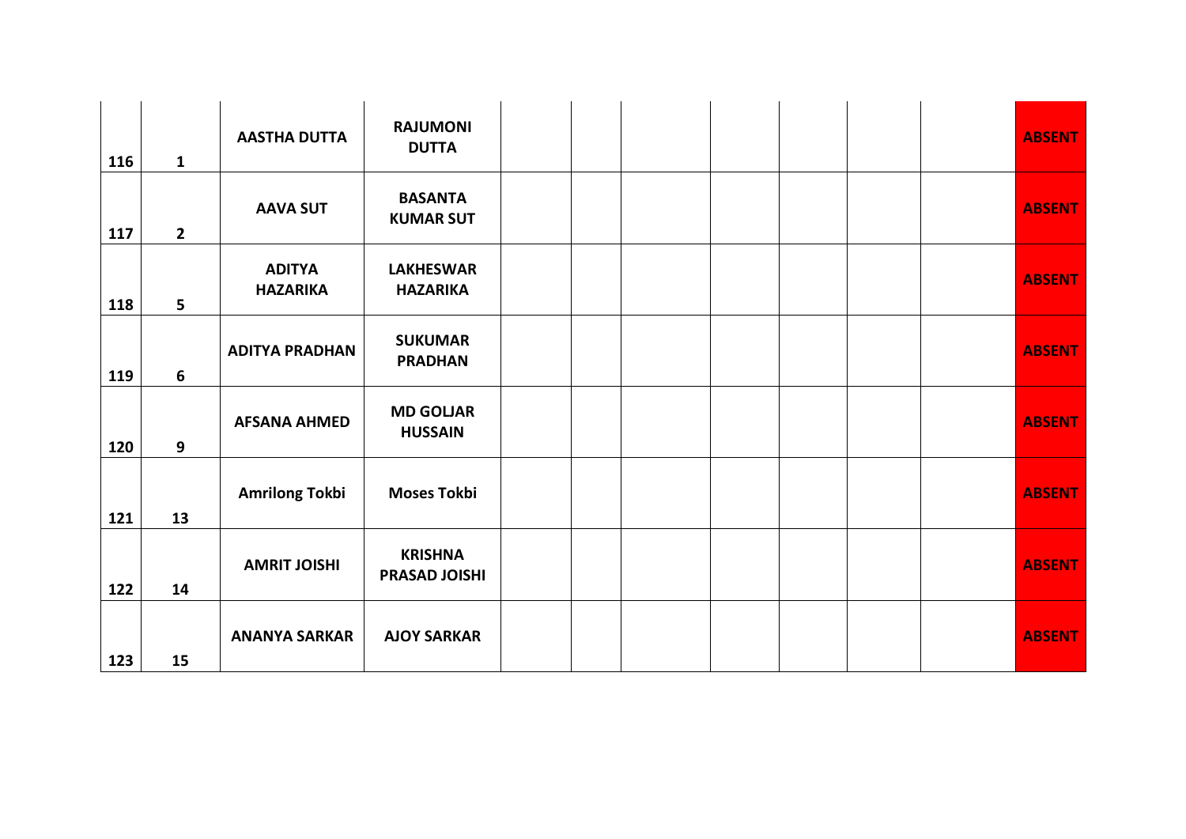| | | | | | | | | | | | |
|---|---|---|---|---|---|---|---|---|---|---|---|
| 116 | 1 | AASTHA DUTTA | RAJUMONI DUTTA | | | | | | | | ABSENT |
| 117 | 2 | AAVA SUT | BASANTA KUMAR SUT | | | | | | | | ABSENT |
| 118 | 5 | ADITYA HAZARIKA | LAKHESWAR HAZARIKA | | | | | | | | ABSENT |
| 119 | 6 | ADITYA PRADHAN | SUKUMAR PRADHAN | | | | | | | | ABSENT |
| 120 | 9 | AFSANA AHMED | MD GOLJAR HUSSAIN | | | | | | | | ABSENT |
| 121 | 13 | Amrilong Tokbi | Moses Tokbi | | | | | | | | ABSENT |
| 122 | 14 | AMRIT JOISHI | KRISHNA PRASAD JOISHI | | | | | | | | ABSENT |
| 123 | 15 | ANANYA SARKAR | AJOY SARKAR | | | | | | | | ABSENT |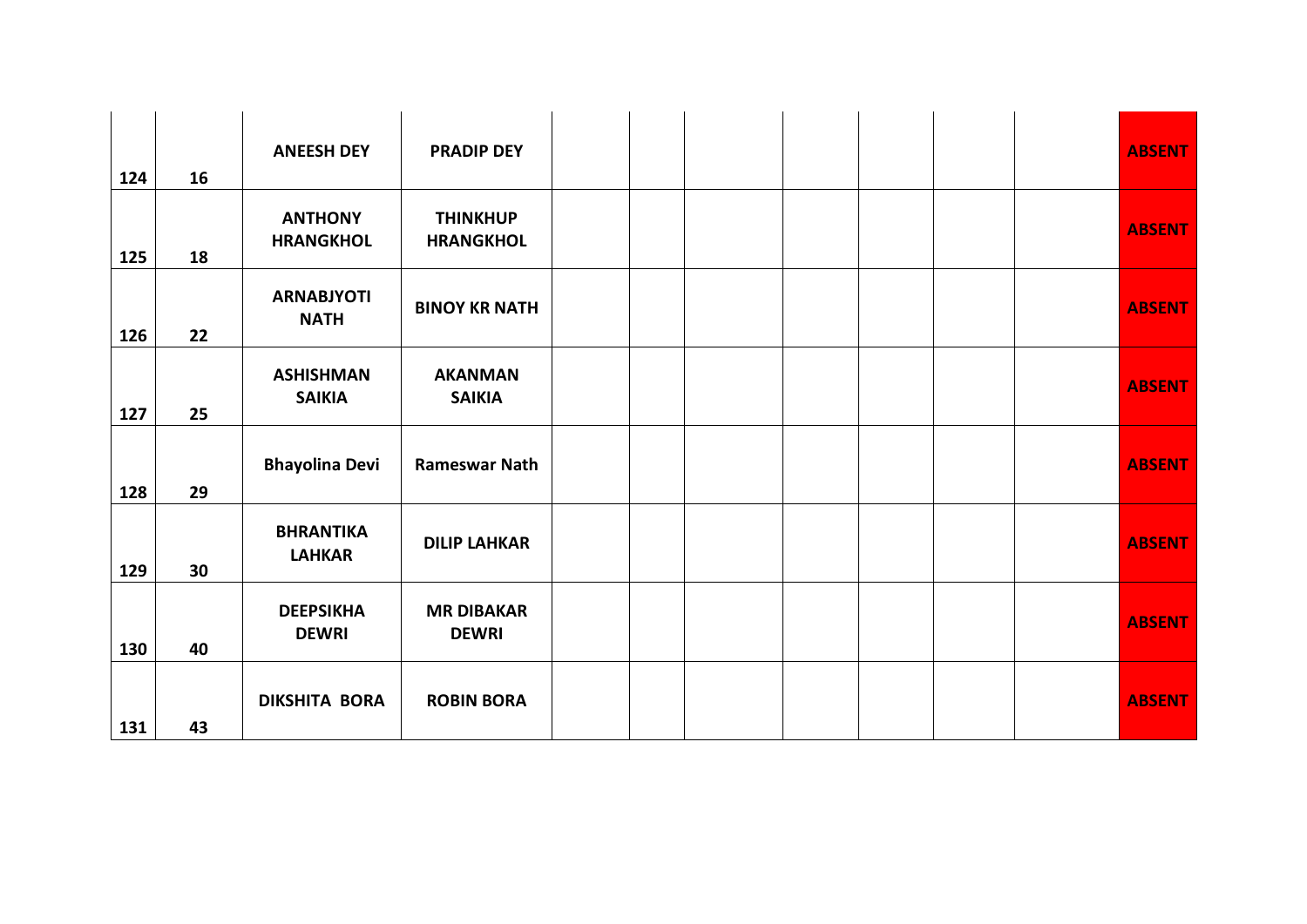| | | | | | | | | | | | |
|---|---|---|---|---|---|---|---|---|---|---|---|
| 124 | 16 | **ANEESH DEY** | **PRADIP DEY** | | | | | | | | **ABSENT** |
| 125 | 18 | **ANTHONY HRANGKHOL** | **THINKHUP HRANGKHOL** | | | | | | | | **ABSENT** |
| 126 | 22 | **ARNABJYOTI NATH** | **BINOY KR NATH** | | | | | | | | **ABSENT** |
| 127 | 25 | **ASHISHMAN SAIKIA** | **AKANMAN SAIKIA** | | | | | | | | **ABSENT** |
| 128 | 29 | **Bhayolina Devi** | **Rameswar Nath** | | | | | | | | **ABSENT** |
| 129 | 30 | **BHRANTIKA LAHKAR** | **DILIP LAHKAR** | | | | | | | | **ABSENT** |
| 130 | 40 | **DEEPSIKHA DEWRI** | **MR DIBAKAR DEWRI** | | | | | | | | **ABSENT** |
| 131 | 43 | **DIKSHITA BORA** | **ROBIN BORA** | | | | | | | | **ABSENT** |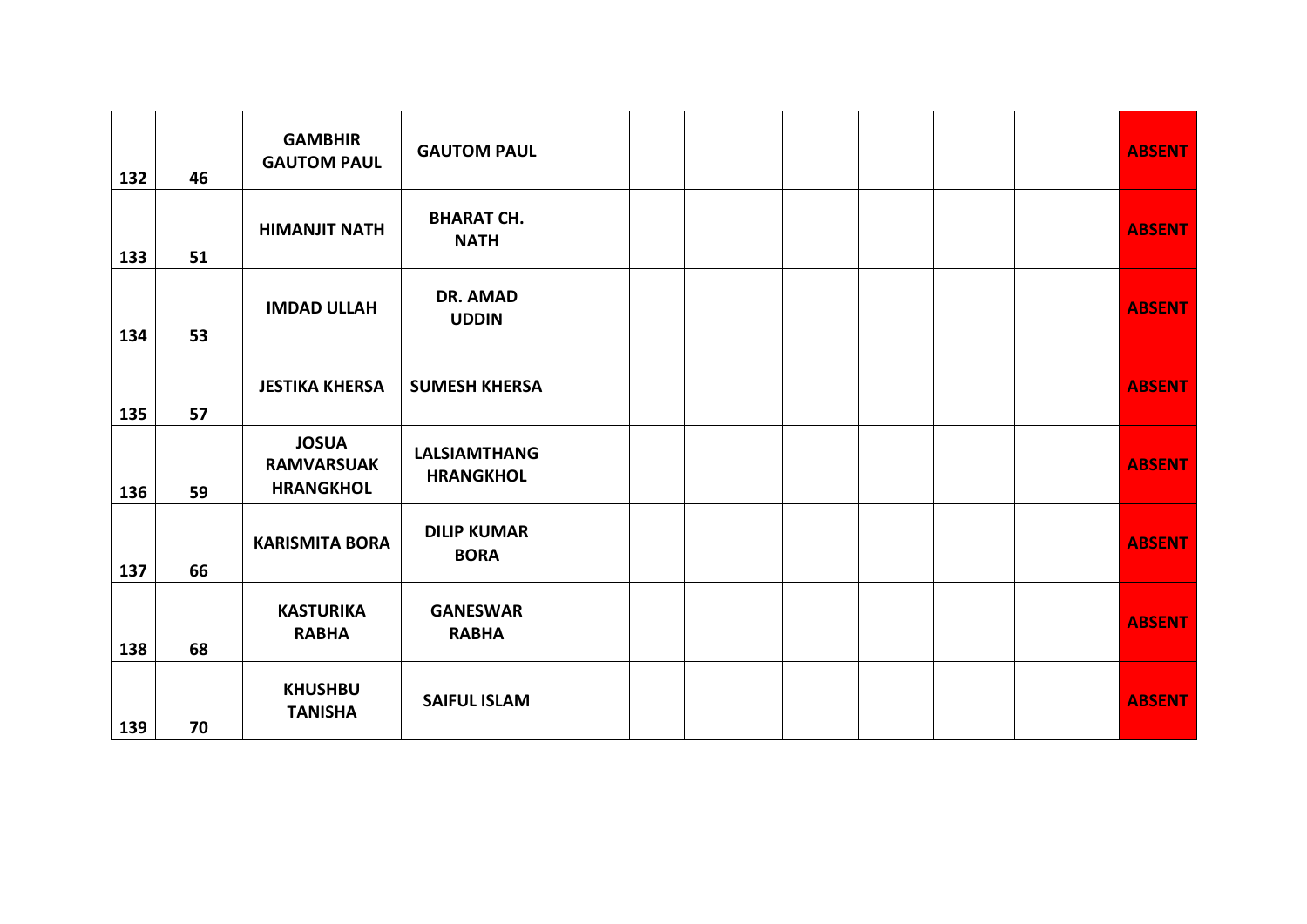| | | | | | | | | | | | |
|---|---|---|---|---|---|---|---|---|---|---|---|
| **132** | **46** | **GAMBHIR GAUTOM PAUL** | **GAUTOM PAUL** | | | | | | | | **ABSENT** |
| **133** | **51** | **HIMANJIT NATH** | **BHARAT CH. NATH** | | | | | | | | **ABSENT** |
| **134** | **53** | **IMDAD ULLAH** | **DR. AMAD UDDIN** | | | | | | | | **ABSENT** |
| **135** | **57** | **JESTIKA KHERSA** | **SUMESH KHERSA** | | | | | | | | **ABSENT** |
| **136** | **59** | **JOSUA RAMVARSUAK HRANGKHOL** | **LALSIAMTHANG HRANGKHOL** | | | | | | | | **ABSENT** |
| **137** | **66** | **KARISMITA BORA** | **DILIP KUMAR BORA** | | | | | | | | **ABSENT** |
| **138** | **68** | **KASTURIKA RABHA** | **GANESWAR RABHA** | | | | | | | | **ABSENT** |
| **139** | **70** | **KHUSHBU TANISHA** | **SAIFUL ISLAM** | | | | | | | | **ABSENT** |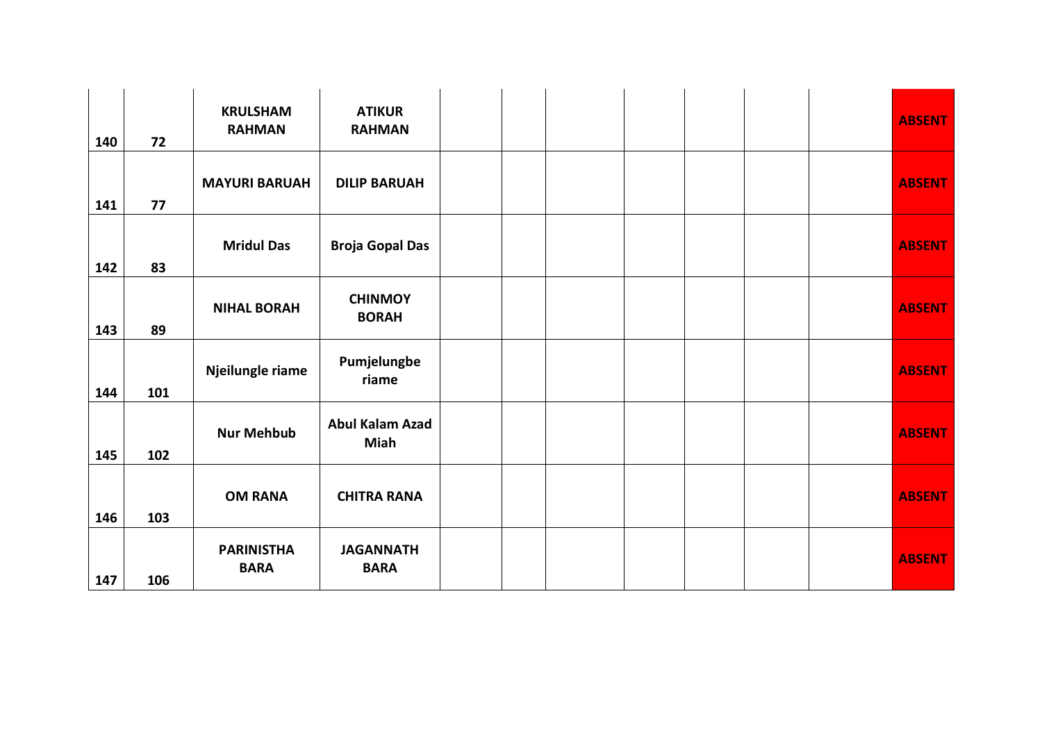| | | | | | | | | | | | |
|---|---|---|---|---|---|---|---|---|---|---|---|
| **140** | **72** | **KRULSHAM RAHMAN** | **ATIKUR RAHMAN** | | | | | | | | **ABSENT** |
| **141** | **77** | **MAYURI BARUAH** | **DILIP BARUAH** | | | | | | | | **ABSENT** |
| **142** | **83** | **Mridul Das** | **Broja Gopal Das** | | | | | | | | **ABSENT** |
| **143** | **89** | **NIHAL BORAH** | **CHINMOY BORAH** | | | | | | | | **ABSENT** |
| **144** | **101** | **Njeilungle riame** | **Pumjelungbe riame** | | | | | | | | **ABSENT** |
| **145** | **102** | **Nur Mehbub** | **Abul Kalam Azad Miah** | | | | | | | | **ABSENT** |
| **146** | **103** | **OM RANA** | **CHITRA RANA** | | | | | | | | **ABSENT** |
| **147** | **106** | **PARINISTHA BARA** | **JAGANNATH BARA** | | | | | | | | **ABSENT** |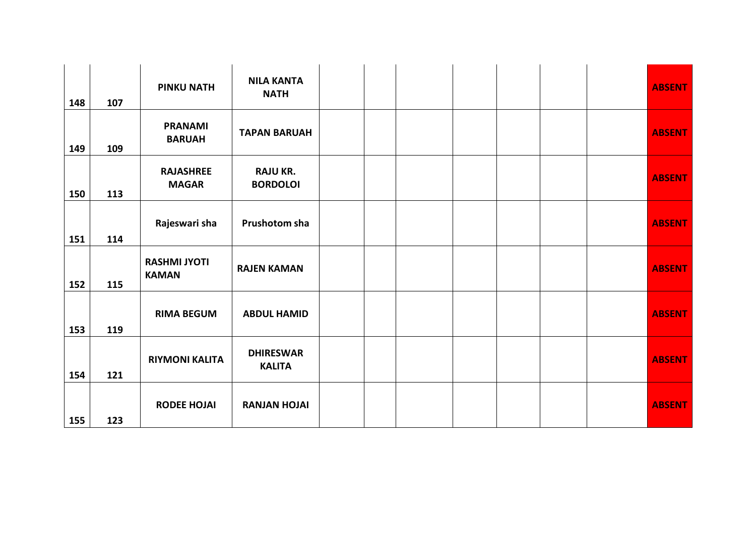| | | | | | | | | | | | |
|---|---|---|---|---|---|---|---|---|---|---|---|
| 148 | 107 | PINKU NATH | NILA KANTA NATH | | | | | | | | ABSENT |
| 149 | 109 | PRANAMI BARUAH | TAPAN BARUAH | | | | | | | | ABSENT |
| 150 | 113 | RAJASHREE MAGAR | RAJU KR. BORDOLOI | | | | | | | | ABSENT |
| 151 | 114 | Rajeswari sha | Prushotom sha | | | | | | | | ABSENT |
| 152 | 115 | RASHMI JYOTI KAMAN | RAJEN KAMAN | | | | | | | | ABSENT |
| 153 | 119 | RIMA BEGUM | ABDUL HAMID | | | | | | | | ABSENT |
| 154 | 121 | RIYMONI KALITA | DHIRESWAR KALITA | | | | | | | | ABSENT |
| 155 | 123 | RODEE HOJAI | RANJAN HOJAI | | | | | | | | ABSENT |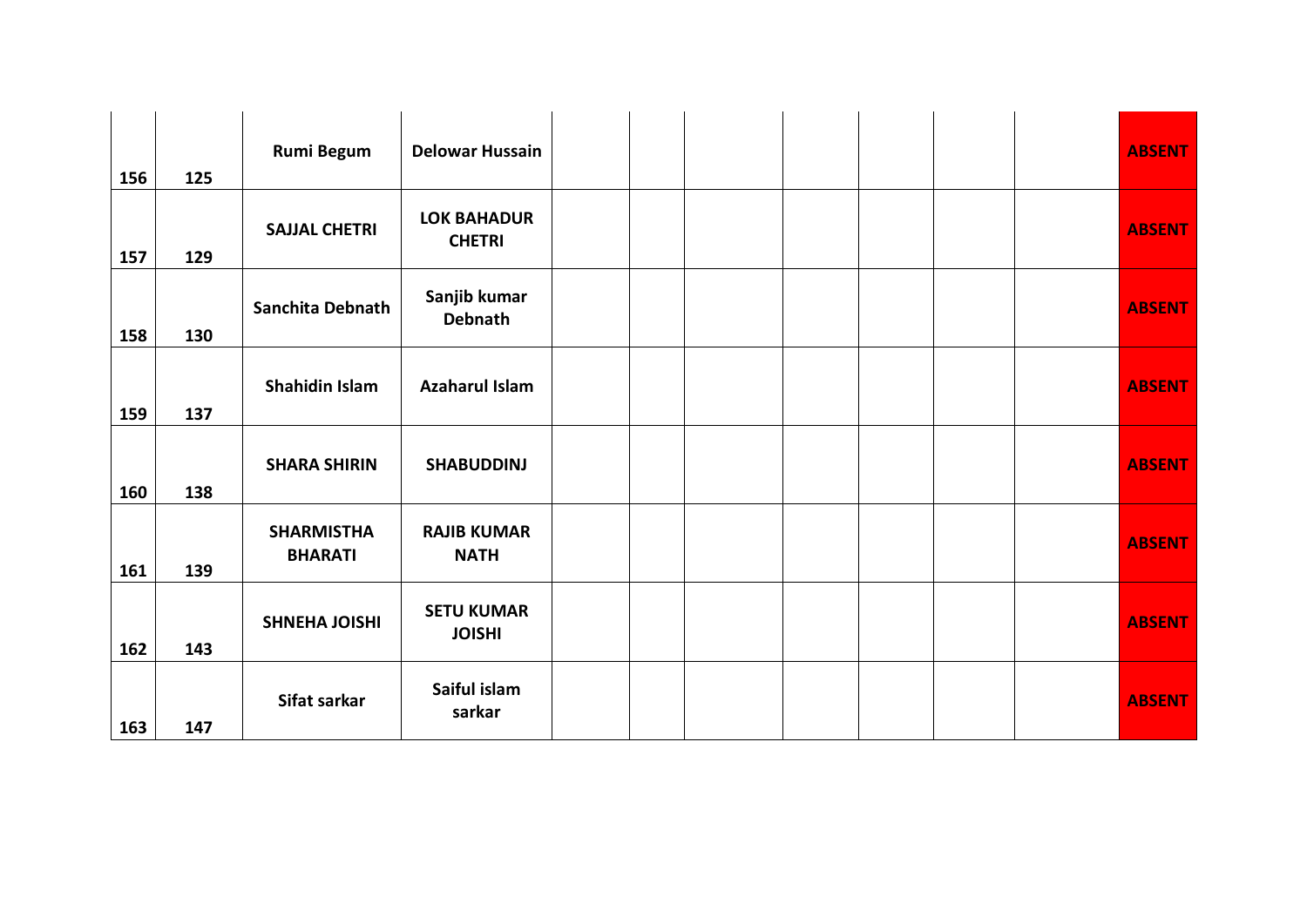| | | | | | | | | | | | |
|---|---|---|---|---|---|---|---|---|---|---|---|
| 156 | 125 | **Rumi Begum** | **Delowar Hussain** | | | | | | | | **ABSENT** |
| 157 | 129 | **SAJJAL CHETRI** | **LOK BAHADUR CHETRI** | | | | | | | | **ABSENT** |
| 158 | 130 | **Sanchita Debnath** | **Sanjib kumar Debnath** | | | | | | | | **ABSENT** |
| 159 | 137 | **Shahidin Islam** | **Azaharul Islam** | | | | | | | | **ABSENT** |
| 160 | 138 | **SHARA SHIRIN** | **SHABUDDINJ** | | | | | | | | **ABSENT** |
| 161 | 139 | **SHARMISTHA BHARATI** | **RAJIB KUMAR NATH** | | | | | | | | **ABSENT** |
| 162 | 143 | **SHNEHA JOISHI** | **SETU KUMAR JOISHI** | | | | | | | | **ABSENT** |
| 163 | 147 | **Sifat sarkar** | **Saiful islam sarkar** | | | | | | | | **ABSENT** |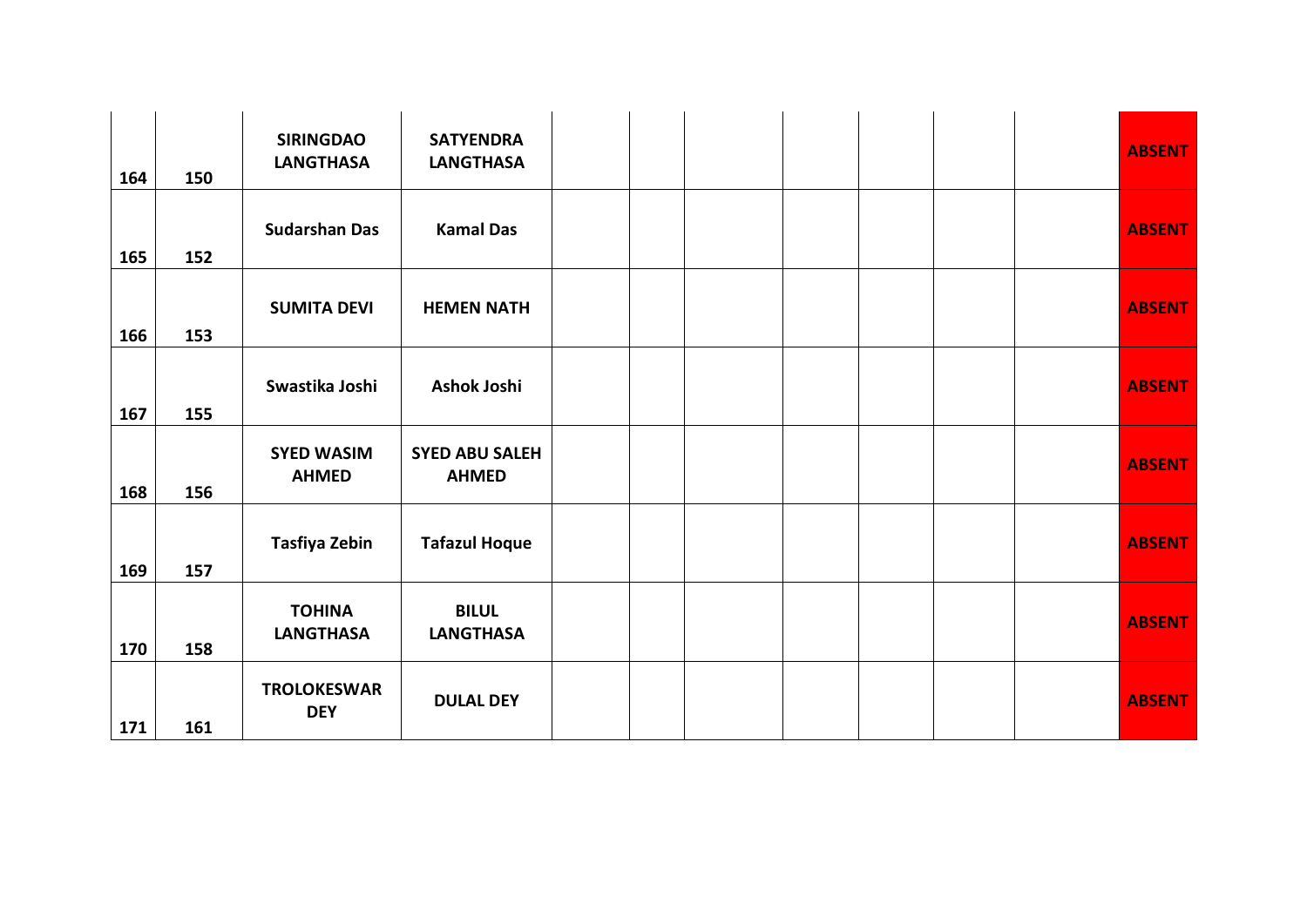| | | | | | | | | | | | |
|---|---|---|---|---|---|---|---|---|---|---|---|
| 164 | 150 | SIRINGDAO LANGTHASA | SATYENDRA LANGTHASA | | | | | | | | ABSENT |
| 165 | 152 | Sudarshan Das | Kamal Das | | | | | | | | ABSENT |
| 166 | 153 | SUMITA DEVI | HEMEN NATH | | | | | | | | ABSENT |
| 167 | 155 | Swastika Joshi | Ashok Joshi | | | | | | | | ABSENT |
| 168 | 156 | SYED WASIM AHMED | SYED ABU SALEH AHMED | | | | | | | | ABSENT |
| 169 | 157 | Tasfiya Zebin | Tafazul Hoque | | | | | | | | ABSENT |
| 170 | 158 | TOHINA LANGTHASA | BILUL LANGTHASA | | | | | | | | ABSENT |
| 171 | 161 | TROLOKESWAR DEY | DULAL DEY | | | | | | | | ABSENT |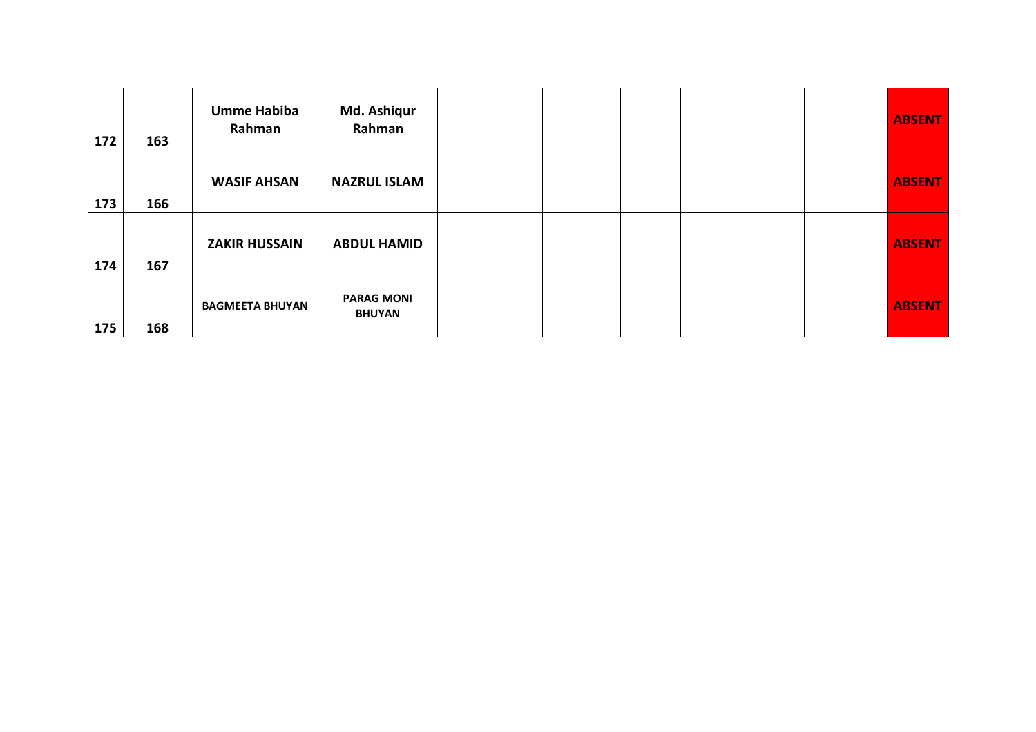| | | | | | | | | | | | |
|---|---|---|---|---|---|---|---|---|---|---|---|
| 172 | 163 | **Umme Habiba Rahman** | **Md. Ashiqur Rahman** | | | | | | | | **ABSENT** |
| 173 | 166 | **WASIF AHSAN** | **NAZRUL ISLAM** | | | | | | | | **ABSENT** |
| 174 | 167 | **ZAKIR HUSSAIN** | **ABDUL HAMID** | | | | | | | | **ABSENT** |
| 175 | 168 | **BAGMEETA BHUYAN** | **PARAG MONI BHUYAN** | | | | | | | | **ABSENT** |